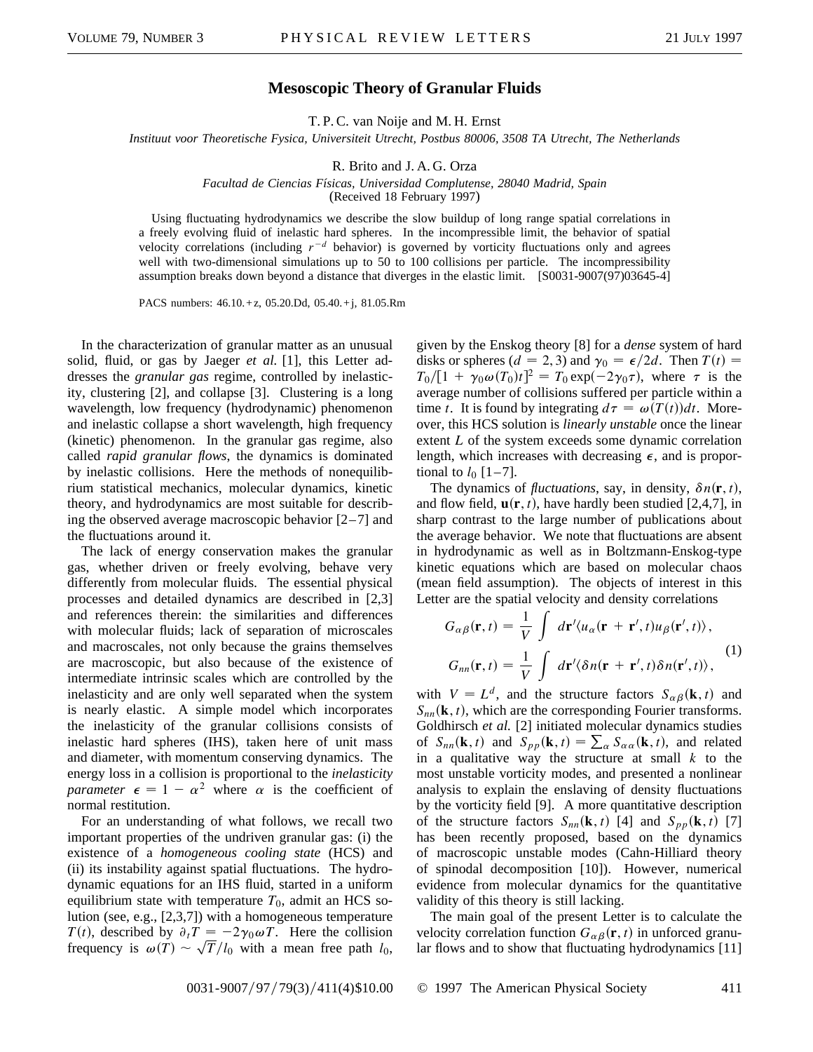# Mesoscopic Theory of Granular Fluids

T. P. C. van Noije and M. H. Ernst

*Instituut voor Theoretische Fysica, Universiteit Utrecht, Postbus 80006, 3508 TA Utrecht, The Netherlands*

R. Brito and J. A. G. Orza

*Facultad de Ciencias Físicas, Universidad Complutense, 28040 Madrid, Spain*

(Received 18 February 1997)

Using fluctuating hydrodynamics we describe the slow buildup of long range spatial correlations in a freely evolving fluid of inelastic hard spheres. In the incompressible limit, the behavior of spatial velocity correlations (including $r^{-d}$ behavior) is governed by vorticity fluctuations only and agrees well with two-dimensional simulations up to 50 to 100 collisions per particle. The incompressibility assumption breaks down beyond a distance that diverges in the elastic limit. [S0031-9007(97)03645-4]

PACS numbers: 46.10.+z, 05.20.Dd, 05.40.+j, 81.05.Rm

In the characterization of granular matter as an unusual solid, fluid, or gas by Jaeger *et al.* [1], this Letter addresses the *granular gas* regime, controlled by inelasticity, clustering [2], and collapse [3]. Clustering is a long wavelength, low frequency (hydrodynamic) phenomenon and inelastic collapse a short wavelength, high frequency (kinetic) phenomenon. In the granular gas regime, also called *rapid granular flows*, the dynamics is dominated by inelastic collisions. Here the methods of nonequilibrium statistical mechanics, molecular dynamics, kinetic theory, and hydrodynamics are most suitable for describing the observed average macroscopic behavior [2–7] and the fluctuations around it.

The lack of energy conservation makes the granular gas, whether driven or freely evolving, behave very differently from molecular fluids. The essential physical processes and detailed dynamics are described in [2,3] and references therein: the similarities and differences with molecular fluids; lack of separation of microscales and macroscales, not only because the grains themselves are macroscopic, but also because of the existence of intermediate intrinsic scales which are controlled by the inelasticity and are only well separated when the system is nearly elastic. A simple model which incorporates the inelasticity of the granular collisions consists of inelastic hard spheres (IHS), taken here of unit mass and diameter, with momentum conserving dynamics. The energy loss in a collision is proportional to the *inelasticity parameter* $\epsilon = 1 - \alpha^2$ where $\alpha$ is the coefficient of normal restitution.

For an understanding of what follows, we recall two important properties of the undriven granular gas: (i) the existence of a *homogeneous cooling state* (HCS) and (ii) its instability against spatial fluctuations. The hydrodynamic equations for an IHS fluid, started in a uniform equilibrium state with temperature $T_0$, admit an HCS solution (see, e.g., [2,3,7]) with a homogeneous temperature $T(t)$, described by $\partial_t T = -2\gamma_0 \omega T$. Here the collision frequency is $\omega(T) \sim \sqrt{T}/l_0$ with a mean free path $l_0$, given by the Enskog theory [8] for a *dense* system of hard disks or spheres ($d = 2, 3$) and $\gamma_0 = \epsilon/2d$. Then $T(t) = T_0/[1 + \gamma_0 \omega(T_0)t]^2 = T_0 \exp(-2\gamma_0 \tau)$, where $\tau$ is the average number of collisions suffered per particle within a time $t$. It is found by integrating $d\tau = \omega(T(t))dt$. Moreover, this HCS solution is *linearly unstable* once the linear extent $L$ of the system exceeds some dynamic correlation length, which increases with decreasing $\epsilon$, and is proportional to $l_0$ [1–7].

The dynamics of *fluctuations*, say, in density, $\delta n(\mathbf{r}, t)$, and flow field, $\mathbf{u}(\mathbf{r}, t)$, have hardly been studied [2,4,7], in sharp contrast to the large number of publications about the average behavior. We note that fluctuations are absent in hydrodynamic as well as in Boltzmann-Enskog-type kinetic equations which are based on molecular chaos (mean field assumption). The objects of interest in this Letter are the spatial velocity and density correlations

$$
\begin{aligned}
G_{\alpha\beta}(\mathbf{r}, t) &= \frac{1}{V} \int d\mathbf{r}' \langle u_\alpha(\mathbf{r} + \mathbf{r}', t) u_\beta(\mathbf{r}', t) \rangle, \\
G_{nn}(\mathbf{r}, t) &= \frac{1}{V} \int d\mathbf{r}' \langle \delta n(\mathbf{r} + \mathbf{r}', t) \delta n(\mathbf{r}', t) \rangle,
\end{aligned}
\tag{1}
$$

with $V = L^d$, and the structure factors $S_{\alpha\beta}(\mathbf{k}, t)$ and $S_{nn}(\mathbf{k}, t)$, which are the corresponding Fourier transforms. Goldhirsch *et al.* [2] initiated molecular dynamics studies of $S_{nn}(\mathbf{k}, t)$ and $S_{pp}(\mathbf{k}, t) = \sum_\alpha S_{\alpha\alpha}(\mathbf{k}, t)$, and related in a qualitative way the structure at small $k$ to the most unstable vorticity modes, and presented a nonlinear analysis to explain the enslaving of density fluctuations by the vorticity field [9]. A more quantitative description of the structure factors $S_{nn}(\mathbf{k}, t)$ [4] and $S_{pp}(\mathbf{k}, t)$ [7] has been recently proposed, based on the dynamics of macroscopic unstable modes (Cahn-Hilliard theory of spinodal decomposition [10]). However, numerical evidence from molecular dynamics for the quantitative validity of this theory is still lacking.

The main goal of the present Letter is to calculate the velocity correlation function $G_{\alpha\beta}(\mathbf{r}, t)$ in unforced granular flows and to show that fluctuating hydrodynamics [11]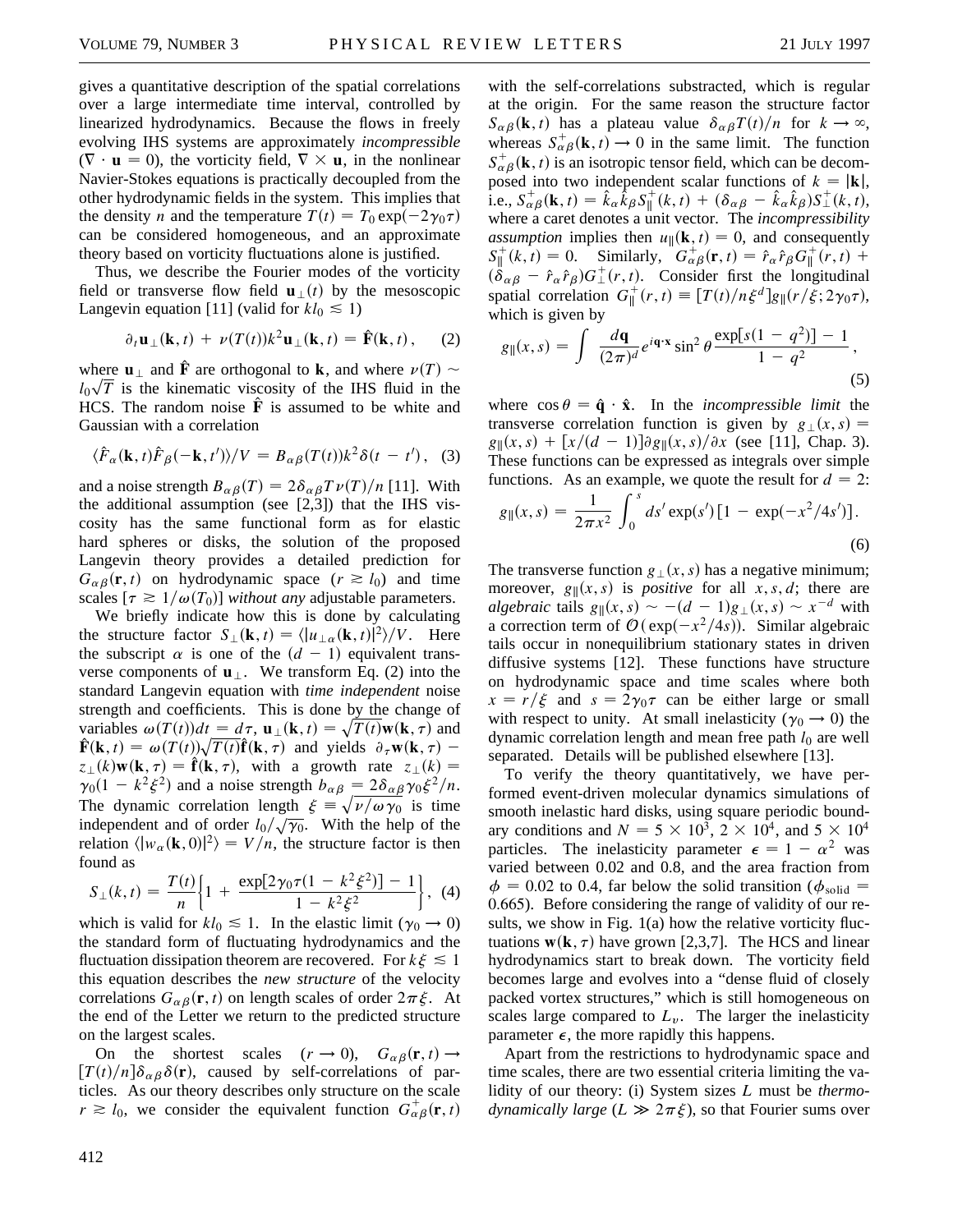gives a quantitative description of the spatial correlations over a large intermediate time interval, controlled by linearized hydrodynamics. Because the flows in freely evolving IHS systems are approximately *incompressible* ($\nabla \cdot \mathbf{u} = 0$), the vorticity field, $\nabla \times \mathbf{u}$, in the nonlinear Navier-Stokes equations is practically decoupled from the other hydrodynamic fields in the system. This implies that the density $n$ and the temperature $T(t) = T_0 \exp(-2\gamma_0 \tau)$ can be considered homogeneous, and an approximate theory based on vorticity fluctuations alone is justified.

Thus, we describe the Fourier modes of the vorticity field or transverse flow field $\mathbf{u}_\perp(t)$ by the mesoscopic Langevin equation [11] (valid for $kl_0 \lesssim 1$)

$$\partial_t \mathbf{u}_\perp(\mathbf{k}, t) + \nu(T(t))k^2 \mathbf{u}_\perp(\mathbf{k}, t) = \hat{\mathbf{F}}(\mathbf{k}, t), \quad (2)$$

where $\mathbf{u}_\perp$ and $\hat{\mathbf{F}}$ are orthogonal to $\mathbf{k}$, and where $\nu(T) \sim l_0\sqrt{T}$ is the kinematic viscosity of the IHS fluid in the HCS. The random noise $\hat{\mathbf{F}}$ is assumed to be white and Gaussian with a correlation

$$\langle \hat{F}_\alpha(\mathbf{k}, t)\hat{F}_\beta(-\mathbf{k}, t')\rangle / V = B_{\alpha\beta}(T(t))k^2 \delta(t - t'), \quad (3)$$

and a noise strength $B_{\alpha\beta}(T) = 2\delta_{\alpha\beta}T\nu(T)/n$ [11]. With the additional assumption (see [2,3]) that the IHS viscosity has the same functional form as for elastic hard spheres or disks, the solution of the proposed Langevin theory provides a detailed prediction for $G_{\alpha\beta}(\mathbf{r}, t)$ on hydrodynamic space ($r \gtrsim l_0$) and time scales [$\tau \gtrsim 1/\omega(T_0)$] *without any* adjustable parameters.

We briefly indicate how this is done by calculating the structure factor $S_\perp(\mathbf{k}, t) = \langle |u_{\perp\alpha}(\mathbf{k}, t)|^2\rangle / V$. Here the subscript $\alpha$ is one of the $(d-1)$ equivalent transverse components of $\mathbf{u}_\perp$. We transform Eq. (2) into the standard Langevin equation with *time independent* noise strength and coefficients. This is done by the change of variables $\omega(T(t))dt = d\tau$, $\mathbf{u}_\perp(\mathbf{k}, t) = \sqrt{T(t)}\mathbf{w}(\mathbf{k}, \tau)$ and $\hat{\mathbf{F}}(\mathbf{k}, t) = \omega(T(t))\sqrt{T(t)}\hat{\mathbf{f}}(\mathbf{k}, \tau)$ and yields $\partial_\tau \mathbf{w}(\mathbf{k}, \tau) - z_\perp(k)\mathbf{w}(\mathbf{k}, \tau) = \hat{\mathbf{f}}(\mathbf{k}, \tau)$, with a growth rate $z_\perp(k) = \gamma_0(1 - k^2\xi^2)$ and a noise strength $b_{\alpha\beta} = 2\delta_{\alpha\beta}\gamma_0\xi^2/n$. The dynamic correlation length $\xi \equiv \sqrt{\nu/\omega\gamma_0}$ is time independent and of order $l_0/\sqrt{\gamma_0}$. With the help of the relation $\langle |w_\alpha(\mathbf{k}, 0)|^2\rangle = V/n$, the structure factor is then found as

$$S_\perp(k, t) = \frac{T(t)}{n}\left\{1 + \frac{\exp[2\gamma_0\tau(1 - k^2\xi^2)] - 1}{1 - k^2\xi^2}\right\}, \quad (4)$$

which is valid for $kl_0 \lesssim 1$. In the elastic limit ($\gamma_0 \to 0$) the standard form of fluctuating hydrodynamics and the fluctuation dissipation theorem are recovered. For $k\xi \lesssim 1$ this equation describes the *new structure* of the velocity correlations $G_{\alpha\beta}(\mathbf{r}, t)$ on length scales of order $2\pi\xi$. At the end of the Letter we return to the predicted structure on the largest scales.

On the shortest scales ($r \to 0$), $G_{\alpha\beta}(\mathbf{r}, t) \to [T(t)/n]\delta_{\alpha\beta}\delta(\mathbf{r})$, caused by self-correlations of particles. As our theory describes only structure on the scale $r \gtrsim l_0$, we consider the equivalent function $G^+_{\alpha\beta}(\mathbf{r}, t)$ with the self-correlations substracted, which is regular at the origin. For the same reason the structure factor $S_{\alpha\beta}(\mathbf{k}, t)$ has a plateau value $\delta_{\alpha\beta}T(t)/n$ for $k \to \infty$, whereas $S^+_{\alpha\beta}(\mathbf{k}, t) \to 0$ in the same limit. The function $S^+_{\alpha\beta}(\mathbf{k}, t)$ is an isotropic tensor field, which can be decomposed into two independent scalar functions of $k = |\mathbf{k}|$, i.e., $S^+_{\alpha\beta}(\mathbf{k}, t) = \hat{k}_\alpha\hat{k}_\beta S^+_\parallel(k, t) + (\delta_{\alpha\beta} - \hat{k}_\alpha\hat{k}_\beta)S^+_\perp(k, t)$, where a caret denotes a unit vector. The *incompressibility assumption* implies then $u_\parallel(\mathbf{k}, t) = 0$, and consequently $S^+_\parallel(k, t) = 0$. Similarly, $G^+_{\alpha\beta}(\mathbf{r}, t) = \hat{r}_\alpha\hat{r}_\beta G^+_\parallel(r, t) + (\delta_{\alpha\beta} - \hat{r}_\alpha\hat{r}_\beta)G^+_\perp(r, t)$. Consider first the longitudinal spatial correlation $G^+_\parallel(r, t) \equiv [T(t)/n\xi^d]g_\parallel(r/\xi; 2\gamma_0\tau)$, which is given by

$$g_\parallel(x, s) = \int \frac{d\mathbf{q}}{(2\pi)^d} e^{i\mathbf{q}\cdot\mathbf{x}} \sin^2\theta \frac{\exp[s(1 - q^2)] - 1}{1 - q^2}, \quad (5)$$

where $\cos\theta = \hat{\mathbf{q}} \cdot \hat{\mathbf{x}}$. In the *incompressible limit* the transverse correlation function is given by $g_\perp(x, s) = g_\parallel(x, s) + [x/(d-1)]\partial g_\parallel(x, s)/\partial x$ (see [11], Chap. 3). These functions can be expressed as integrals over simple functions. As an example, we quote the result for $d = 2$:

$$g_\parallel(x, s) = \frac{1}{2\pi x^2}\int_0^s ds' \exp(s')[1 - \exp(-x^2/4s')]. \quad (6)$$

The transverse function $g_\perp(x, s)$ has a negative minimum; moreover, $g_\parallel(x, s)$ is *positive* for all $x, s, d$; there are *algebraic* tails $g_\parallel(x, s) \sim -(d-1)g_\perp(x, s) \sim x^{-d}$ with a correction term of $\mathcal{O}(\exp(-x^2/4s))$. Similar algebraic tails occur in nonequilibrium stationary states in driven diffusive systems [12]. These functions have structure on hydrodynamic space and time scales where both $x = r/\xi$ and $s = 2\gamma_0\tau$ can be either large or small with respect to unity. At small inelasticity ($\gamma_0 \to 0$) the dynamic correlation length and mean free path $l_0$ are well separated. Details will be published elsewhere [13].

To verify the theory quantitatively, we have performed event-driven molecular dynamics simulations of smooth inelastic hard disks, using square periodic boundary conditions and $N = 5 \times 10^3$, $2 \times 10^4$, and $5 \times 10^4$ particles. The inelasticity parameter $\epsilon = 1 - \alpha^2$ was varied between 0.02 and 0.8, and the area fraction from $\phi = 0.02$ to 0.4, far below the solid transition ($\phi_{\text{solid}} = 0.665$). Before considering the range of validity of our results, we show in Fig. 1(a) how the relative vorticity fluctuations $\mathbf{w}(\mathbf{k}, \tau)$ have grown [2,3,7]. The HCS and linear hydrodynamics start to break down. The vorticity field becomes large and evolves into a "dense fluid of closely packed vortex structures," which is still homogeneous on scales large compared to $L_v$. The larger the inelasticity parameter $\epsilon$, the more rapidly this happens.

Apart from the restrictions to hydrodynamic space and time scales, there are two essential criteria limiting the validity of our theory: (i) System sizes $L$ must be *thermodynamically large* ($L \gg 2\pi\xi$), so that Fourier sums over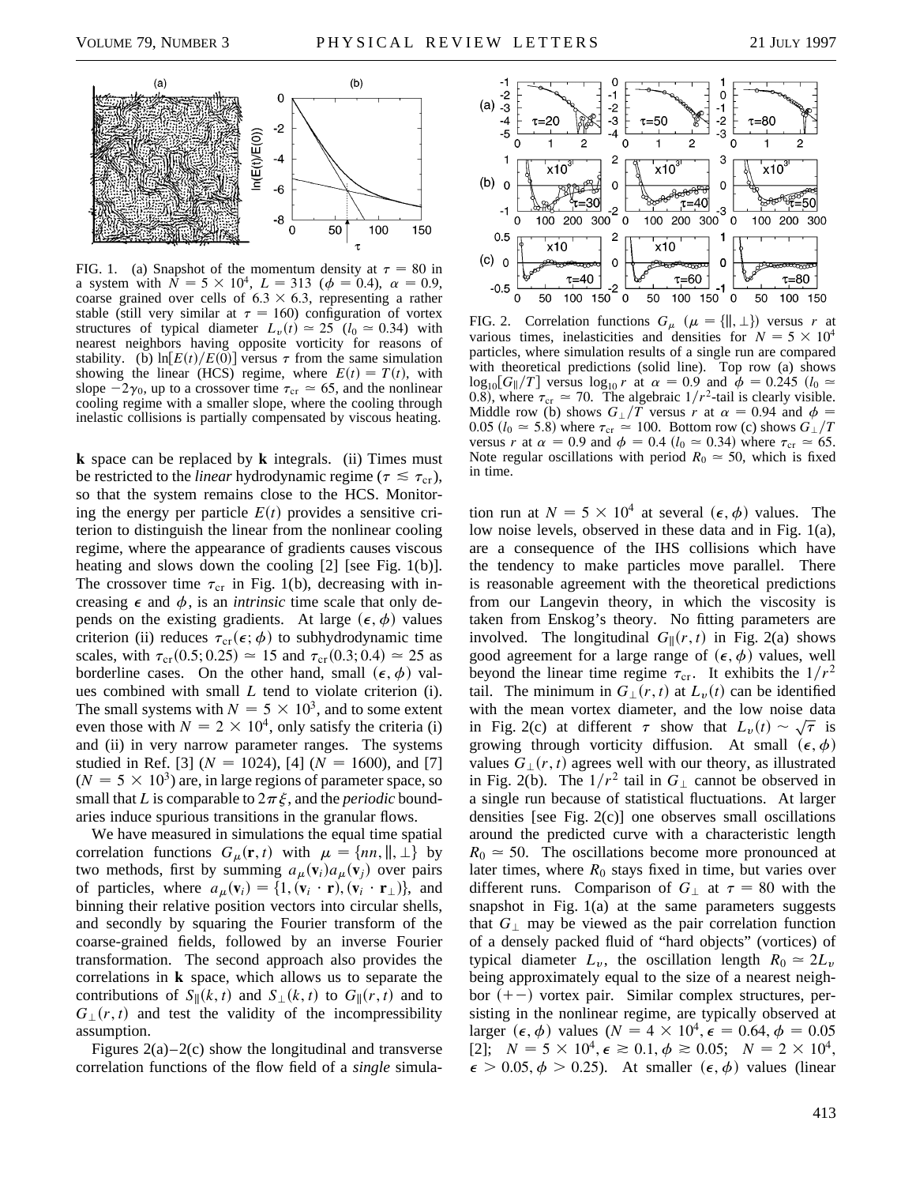FIG. 1. (a) Snapshot of the momentum density at $\tau = 80$ in a system with $N = 5 \times 10^4$, $L = 313$ ($\phi = 0.4$), $\alpha = 0.9$, coarse grained over cells of $6.3 \times 6.3$, representing a rather stable (still very similar at $\tau = 160$) configuration of vortex structures of typical diameter $L_v(t) \simeq 25$ ($l_0 \simeq 0.34$) with nearest neighbors having opposite vorticity for reasons of stability. (b) $\ln[E(t)/E(0)]$ versus $\tau$ from the same simulation showing the linear (HCS) regime, where $E(t) = T(t)$, with slope $-2\gamma_0$, up to a crossover time $\tau_{\rm cr} \simeq 65$, and the nonlinear cooling regime with a smaller slope, where the cooling through inelastic collisions is partially compensated by viscous heating.

**k** space can be replaced by **k** integrals. (ii) Times must be restricted to the *linear* hydrodynamic regime ($\tau \lesssim \tau_{\rm cr}$), so that the system remains close to the HCS. Monitoring the energy per particle $E(t)$ provides a sensitive criterion to distinguish the linear from the nonlinear cooling regime, where the appearance of gradients causes viscous heating and slows down the cooling [2] [see Fig. 1(b)]. The crossover time $\tau_{\rm cr}$ in Fig. 1(b), decreasing with increasing $\epsilon$ and $\phi$, is an *intrinsic* time scale that only depends on the existing gradients. At large $(\epsilon, \phi)$ values criterion (ii) reduces $\tau_{\rm cr}(\epsilon; \phi)$ to subhydrodynamic time scales, with $\tau_{\rm cr}(0.5; 0.25) \simeq 15$ and $\tau_{\rm cr}(0.3; 0.4) \simeq 25$ as borderline cases. On the other hand, small $(\epsilon, \phi)$ values combined with small $L$ tend to violate criterion (i). The small systems with $N = 5 \times 10^3$, and to some extent even those with $N = 2 \times 10^4$, only satisfy the criteria (i) and (ii) in very narrow parameter ranges. The systems studied in Ref. [3] ($N = 1024$), [4] ($N = 1600$), and [7] ($N = 5 \times 10^3$) are, in large regions of parameter space, so small that $L$ is comparable to $2\pi\xi$, and the *periodic* boundaries induce spurious transitions in the granular flows.

We have measured in simulations the equal time spatial correlation functions $G_\mu(\mathbf{r}, t)$ with $\mu = \{nn, \|, \perp\}$ by two methods, first by summing $a_\mu(\mathbf{v}_i)a_\mu(\mathbf{v}_j)$ over pairs of particles, where $a_\mu(\mathbf{v}_i) = \{1, (\mathbf{v}_i \cdot \mathbf{r}), (\mathbf{v}_i \cdot \mathbf{r}_\perp)\}$, and binning their relative position vectors into circular shells, and secondly by squaring the Fourier transform of the coarse-grained fields, followed by an inverse Fourier transformation. The second approach also provides the correlations in **k** space, which allows us to separate the contributions of $S_\|(k, t)$ and $S_\perp(k, t)$ to $G_\|(r, t)$ and to $G_\perp(r, t)$ and test the validity of the incompressibility assumption.

Figures 2(a)–2(c) show the longitudinal and transverse correlation functions of the flow field of a *single* simulation run at $N = 5 \times 10^4$ at several $(\epsilon, \phi)$ values. The low noise levels, observed in these data and in Fig. 1(a), are a consequence of the IHS collisions which have the tendency to make particles move parallel. There is reasonable agreement with the theoretical predictions from our Langevin theory, in which the viscosity is taken from Enskog's theory. No fitting parameters are involved. The longitudinal $G_\|(r, t)$ in Fig. 2(a) shows good agreement for a large range of $(\epsilon, \phi)$ values, well beyond the linear time regime $\tau_{\rm cr}$. It exhibits the $1/r^2$ tail. The minimum in $G_\perp(r, t)$ at $L_v(t)$ can be identified with the mean vortex diameter, and the low noise data in Fig. 2(c) at different $\tau$ show that $L_v(t) \sim \sqrt{\tau}$ is growing through vorticity diffusion. At small $(\epsilon, \phi)$ values $G_\perp(r, t)$ agrees well with our theory, as illustrated in Fig. 2(b). The $1/r^2$ tail in $G_\perp$ cannot be observed in a single run because of statistical fluctuations. At larger densities [see Fig. 2(c)] one observes small oscillations around the predicted curve with a characteristic length $R_0 \simeq 50$. The oscillations become more pronounced at later times, where $R_0$ stays fixed in time, but varies over different runs. Comparison of $G_\perp$ at $\tau = 80$ with the snapshot in Fig. 1(a) at the same parameters suggests that $G_\perp$ may be viewed as the pair correlation function of a densely packed fluid of "hard objects" (vortices) of typical diameter $L_v$, the oscillation length $R_0 \simeq 2L_v$ being approximately equal to the size of a nearest neighbor $(+-)$ vortex pair. Similar complex structures, persisting in the nonlinear regime, are typically observed at larger $(\epsilon, \phi)$ values ($N = 4 \times 10^4$, $\epsilon = 0.64$, $\phi = 0.05$ [2]; $N = 5 \times 10^4$, $\epsilon \gtrsim 0.1$, $\phi \gtrsim 0.05$; $N = 2 \times 10^4$, $\epsilon > 0.05$, $\phi > 0.25$). At smaller $(\epsilon, \phi)$ values (linear

FIG. 2. Correlation functions $G_\mu$ ($\mu = \{\|, \perp\}$) versus $r$ at various times, inelasticities and densities for $N = 5 \times 10^4$ particles, where simulation results of a single run are compared with theoretical predictions (solid line). Top row (a) shows $\log_{10}[G_\|/T]$ versus $\log_{10} r$ at $\alpha = 0.9$ and $\phi = 0.245$ ($l_0 \simeq 0.8$), where $\tau_{\rm cr} \simeq 70$. The algebraic $1/r^2$-tail is clearly visible. Middle row (b) shows $G_\perp/T$ versus $r$ at $\alpha = 0.94$ and $\phi = 0.05$ ($l_0 \simeq 5.8$) where $\tau_{\rm cr} \simeq 100$. Bottom row (c) shows $G_\perp/T$ versus $r$ at $\alpha = 0.9$ and $\phi = 0.4$ ($l_0 \simeq 0.34$) where $\tau_{\rm cr} \simeq 65$. Note regular oscillations with period $R_0 \simeq 50$, which is fixed in time.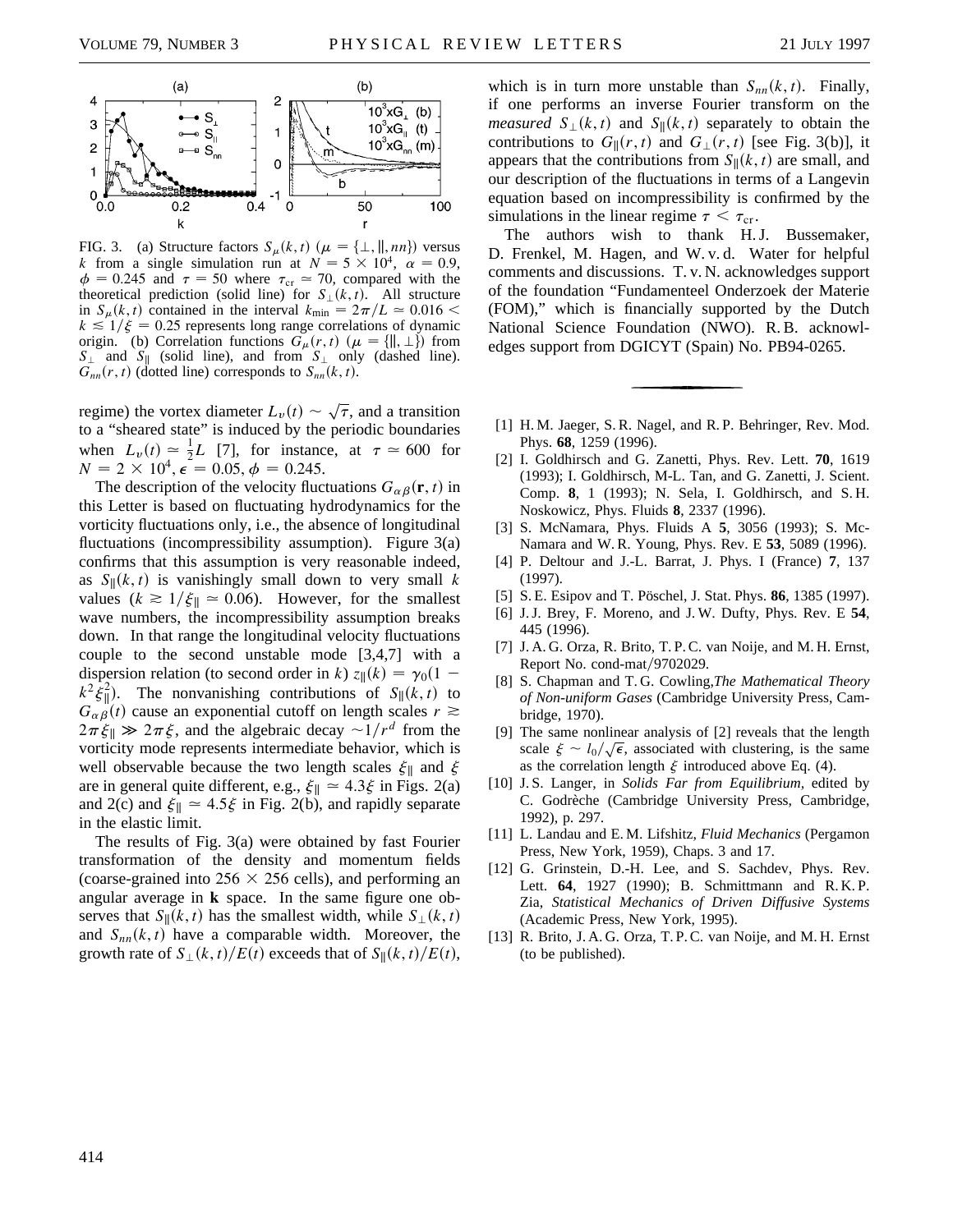(a)

4
3
2
1
0

0.0 0.2 0.4

k

$S_\perp$
$S_\parallel$
$S_{nn}$

(b)

2
1
0
-1

0 50 100

r

$10^3$x$G_\perp$ (b)
$10^3$x$G_\parallel$ (t)
$10^3$x$G_{nn}$ (m)

t
m
b

FIG. 3. (a) Structure factors $S_\mu(k,t)$ ($\mu = \{\perp, \parallel, nn\}$) versus $k$ from a single simulation run at $N = 5 \times 10^4$, $\alpha = 0.9$, $\phi = 0.245$ and $\tau = 50$ where $\tau_{cr} \simeq 70$, compared with the theoretical prediction (solid line) for $S_\perp(k,t)$. All structure in $S_\mu(k,t)$ contained in the interval $k_{min} = 2\pi/L \simeq 0.016 < k \lesssim 1/\xi = 0.25$ represents long range correlations of dynamic origin. (b) Correlation functions $G_\mu(r,t)$ ($\mu = \{\parallel, \perp\}$) from $S_\perp$ and $S_\parallel$ (solid line), and from $S_\perp$ only (dashed line). $G_{nn}(r,t)$ (dotted line) corresponds to $S_{nn}(k,t)$.

regime) the vortex diameter $L_v(t) \sim \sqrt{\tau}$, and a transition to a "sheared state" is induced by the periodic boundaries when $L_v(t) \simeq \frac{1}{2}L$ [7], for instance, at $\tau \simeq 600$ for $N = 2 \times 10^4$, $\epsilon = 0.05$, $\phi = 0.245$.

The description of the velocity fluctuations $G_{\alpha\beta}(\mathbf{r},t)$ in this Letter is based on fluctuating hydrodynamics for the vorticity fluctuations only, i.e., the absence of longitudinal fluctuations (incompressibility assumption). Figure 3(a) confirms that this assumption is very reasonable indeed, as $S_\parallel(k,t)$ is vanishingly small down to very small $k$ values ($k \gtrsim 1/\xi_\parallel \simeq 0.06$). However, for the smallest wave numbers, the incompressibility assumption breaks down. In that range the longitudinal velocity fluctuations couple to the second unstable mode [3,4,7] with a dispersion relation (to second order in $k$) $z_\parallel(k) = \gamma_0(1 - k^2\xi_\parallel^2)$. The nonvanishing contributions of $S_\parallel(k,t)$ to $G_{\alpha\beta}(t)$ cause an exponential cutoff on length scales $r \gtrsim 2\pi\xi_\parallel \gg 2\pi\xi$, and the algebraic decay $\sim 1/r^d$ from the vorticity mode represents intermediate behavior, which is well observable because the two length scales $\xi_\parallel$ and $\xi$ are in general quite different, e.g., $\xi_\parallel \simeq 4.3\xi$ in Figs. 2(a) and 2(c) and $\xi_\parallel \simeq 4.5\xi$ in Fig. 2(b), and rapidly separate in the elastic limit.

The results of Fig. 3(a) were obtained by fast Fourier transformation of the density and momentum fields (coarse-grained into $256 \times 256$ cells), and performing an angular average in $\mathbf{k}$ space. In the same figure one observes that $S_\parallel(k,t)$ has the smallest width, while $S_\perp(k,t)$ and $S_{nn}(k,t)$ have a comparable width. Moreover, the growth rate of $S_\perp(k,t)/E(t)$ exceeds that of $S_\parallel(k,t)/E(t)$, which is in turn more unstable than $S_{nn}(k,t)$. Finally, if one performs an inverse Fourier transform on the *measured* $S_\perp(k,t)$ and $S_\parallel(k,t)$ separately to obtain the contributions to $G_\parallel(r,t)$ and $G_\perp(r,t)$ [see Fig. 3(b)], it appears that the contributions from $S_\parallel(k,t)$ are small, and our description of the fluctuations in terms of a Langevin equation based on incompressibility is confirmed by the simulations in the linear regime $\tau < \tau_{cr}$.

The authors wish to thank H.J. Bussemaker, D. Frenkel, M. Hagen, and W.v.d. Water for helpful comments and discussions. T.v.N. acknowledges support of the foundation "Fundamenteel Onderzoek der Materie (FOM)," which is financially supported by the Dutch National Science Foundation (NWO). R.B. acknowledges support from DGICYT (Spain) No. PB94-0265.

[1] H.M. Jaeger, S.R. Nagel, and R.P. Behringer, Rev. Mod. Phys. **68**, 1259 (1996).

[2] I. Goldhirsch and G. Zanetti, Phys. Rev. Lett. **70**, 1619 (1993); I. Goldhirsch, M-L. Tan, and G. Zanetti, J. Scient. Comp. **8**, 1 (1993); N. Sela, I. Goldhirsch, and S.H. Noskowicz, Phys. Fluids **8**, 2337 (1996).

[3] S. McNamara, Phys. Fluids A **5**, 3056 (1993); S. McNamara and W.R. Young, Phys. Rev. E **53**, 5089 (1996).

[4] P. Deltour and J.-L. Barrat, J. Phys. I (France) **7**, 137 (1997).

[5] S.E. Esipov and T. Pöschel, J. Stat. Phys. **86**, 1385 (1997).

[6] J.J. Brey, F. Moreno, and J.W. Dufty, Phys. Rev. E **54**, 445 (1996).

[7] J.A.G. Orza, R. Brito, T.P.C. van Noije, and M.H. Ernst, Report No. cond-mat/9702029.

[8] S. Chapman and T.G. Cowling, *The Mathematical Theory of Non-uniform Gases* (Cambridge University Press, Cambridge, 1970).

[9] The same nonlinear analysis of [2] reveals that the length scale $\xi \sim l_0/\sqrt{\epsilon}$, associated with clustering, is the same as the correlation length $\xi$ introduced above Eq. (4).

[10] J.S. Langer, in *Solids Far from Equilibrium*, edited by C. Godrèche (Cambridge University Press, Cambridge, 1992), p. 297.

[11] L. Landau and E.M. Lifshitz, *Fluid Mechanics* (Pergamon Press, New York, 1959), Chaps. 3 and 17.

[12] G. Grinstein, D.-H. Lee, and S. Sachdev, Phys. Rev. Lett. **64**, 1927 (1990); B. Schmittmann and R.K.P. Zia, *Statistical Mechanics of Driven Diffusive Systems* (Academic Press, New York, 1995).

[13] R. Brito, J.A.G. Orza, T.P.C. van Noije, and M.H. Ernst (to be published).